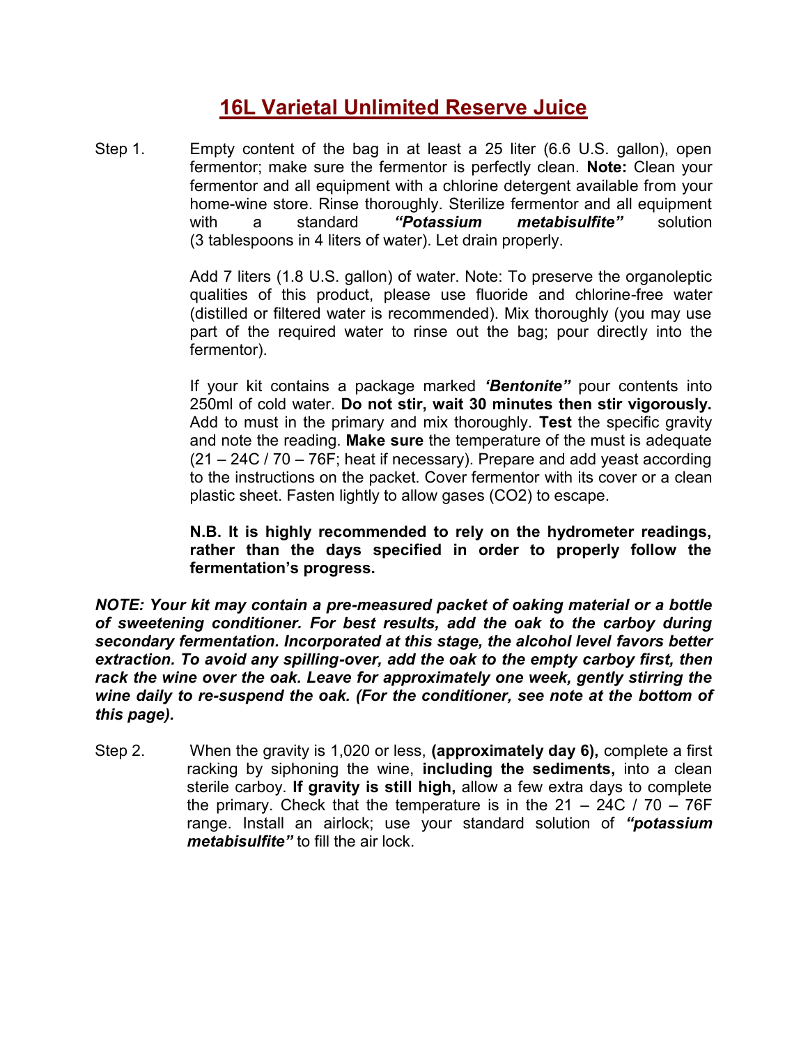# 16L Varietal Unlimited Reserve Juice

Step 1. Empty content of the bag in at least a 25 liter (6.6 U.S. gallon), open fermentor; make sure the fermentor is perfectly clean. **Note:** Clean your fermentor and all equipment with a chlorine detergent available from your home-wine store. Rinse thoroughly. Sterilize fermentor and all equipment with a standard ***"Potassium metabisulfite"*** solution (3 tablespoons in 4 liters of water). Let drain properly.

Add 7 liters (1.8 U.S. gallon) of water. Note: To preserve the organoleptic qualities of this product, please use fluoride and chlorine-free water (distilled or filtered water is recommended). Mix thoroughly (you may use part of the required water to rinse out the bag; pour directly into the fermentor).

If your kit contains a package marked ***'Bentonite"*** pour contents into 250ml of cold water. **Do not stir, wait 30 minutes then stir vigorously.** Add to must in the primary and mix thoroughly. **Test** the specific gravity and note the reading. **Make sure** the temperature of the must is adequate (21 – 24C / 70 – 76F; heat if necessary). Prepare and add yeast according to the instructions on the packet. Cover fermentor with its cover or a clean plastic sheet. Fasten lightly to allow gases ($CO_2$) to escape.

**N.B. It is highly recommended to rely on the hydrometer readings, rather than the days specified in order to properly follow the fermentation's progress.**

***NOTE: Your kit may contain a pre-measured packet of oaking material or a bottle of sweetening conditioner. For best results, add the oak to the carboy during secondary fermentation. Incorporated at this stage, the alcohol level favors better extraction. To avoid any spilling-over, add the oak to the empty carboy first, then rack the wine over the oak. Leave for approximately one week, gently stirring the wine daily to re-suspend the oak. (For the conditioner, see note at the bottom of this page).***

Step 2. When the gravity is 1,020 or less, **(approximately day 6),** complete a first racking by siphoning the wine, **including the sediments,** into a clean sterile carboy. **If gravity is still high,** allow a few extra days to complete the primary. Check that the temperature is in the 21 – 24C / 70 – 76F range. Install an airlock; use your standard solution of ***"potassium metabisulfite"*** to fill the air lock.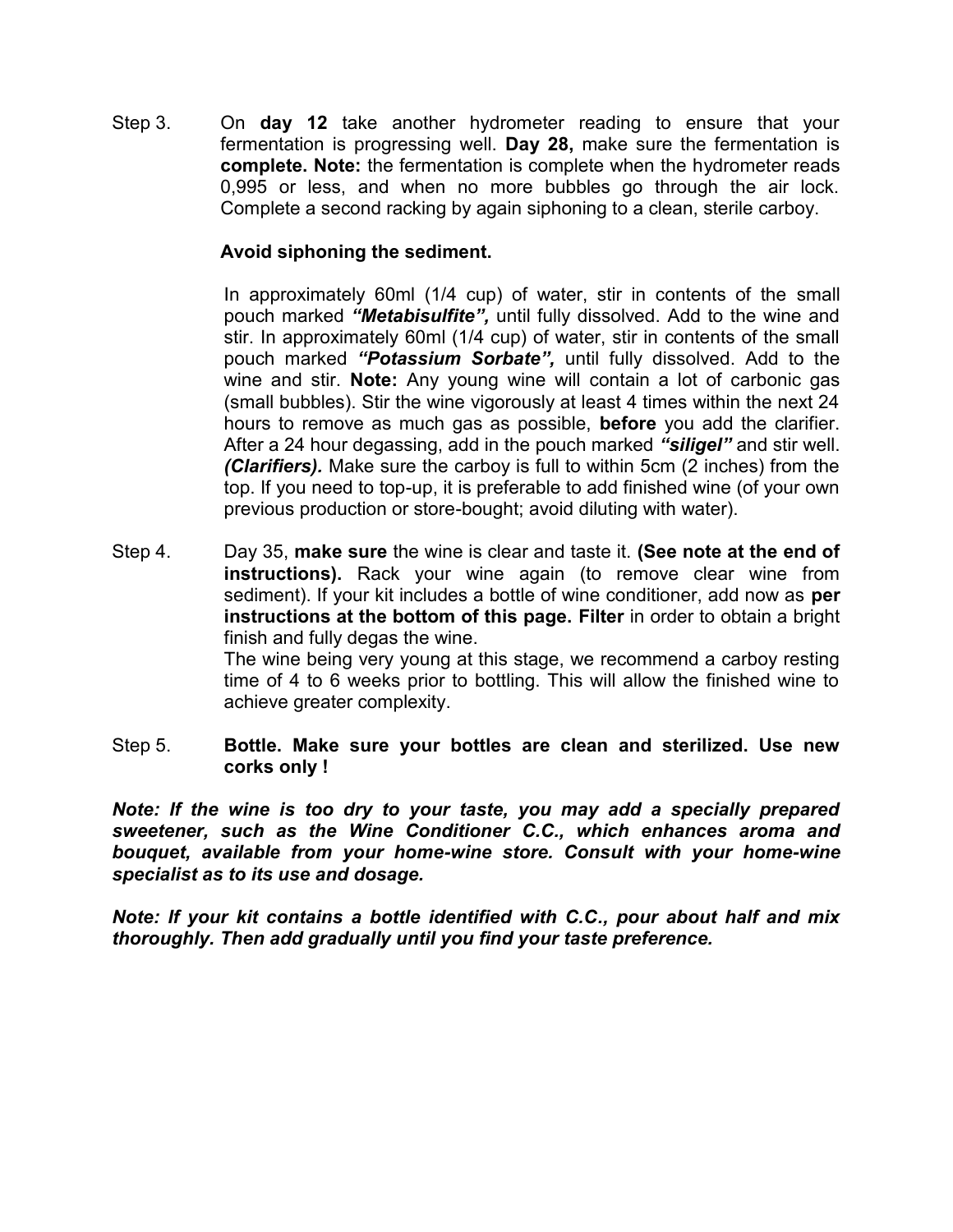Step 3. On **day 12** take another hydrometer reading to ensure that your fermentation is progressing well. **Day 28,** make sure the fermentation is **complete. Note:** the fermentation is complete when the hydrometer reads 0,995 or less, and when no more bubbles go through the air lock. Complete a second racking by again siphoning to a clean, sterile carboy.

**Avoid siphoning the sediment.**

In approximately 60ml (1/4 cup) of water, stir in contents of the small pouch marked ***"Metabisulfite",*** until fully dissolved. Add to the wine and stir. In approximately 60ml (1/4 cup) of water, stir in contents of the small pouch marked ***"Potassium Sorbate",*** until fully dissolved. Add to the wine and stir. **Note:** Any young wine will contain a lot of carbonic gas (small bubbles). Stir the wine vigorously at least 4 times within the next 24 hours to remove as much gas as possible, **before** you add the clarifier. After a 24 hour degassing, add in the pouch marked ***"siligel"*** and stir well. ***(Clarifiers).*** Make sure the carboy is full to within 5cm (2 inches) from the top. If you need to top-up, it is preferable to add finished wine (of your own previous production or store-bought; avoid diluting with water).

Step 4. Day 35, **make sure** the wine is clear and taste it. **(See note at the end of instructions).** Rack your wine again (to remove clear wine from sediment). If your kit includes a bottle of wine conditioner, add now as **per instructions at the bottom of this page. Filter** in order to obtain a bright finish and fully degas the wine.
The wine being very young at this stage, we recommend a carboy resting time of 4 to 6 weeks prior to bottling. This will allow the finished wine to achieve greater complexity.

Step 5. **Bottle. Make sure your bottles are clean and sterilized. Use new corks only !**

***Note: If the wine is too dry to your taste, you may add a specially prepared sweetener, such as the Wine Conditioner C.C., which enhances aroma and bouquet, available from your home-wine store. Consult with your home-wine specialist as to its use and dosage.***

***Note: If your kit contains a bottle identified with C.C., pour about half and mix thoroughly. Then add gradually until you find your taste preference.***